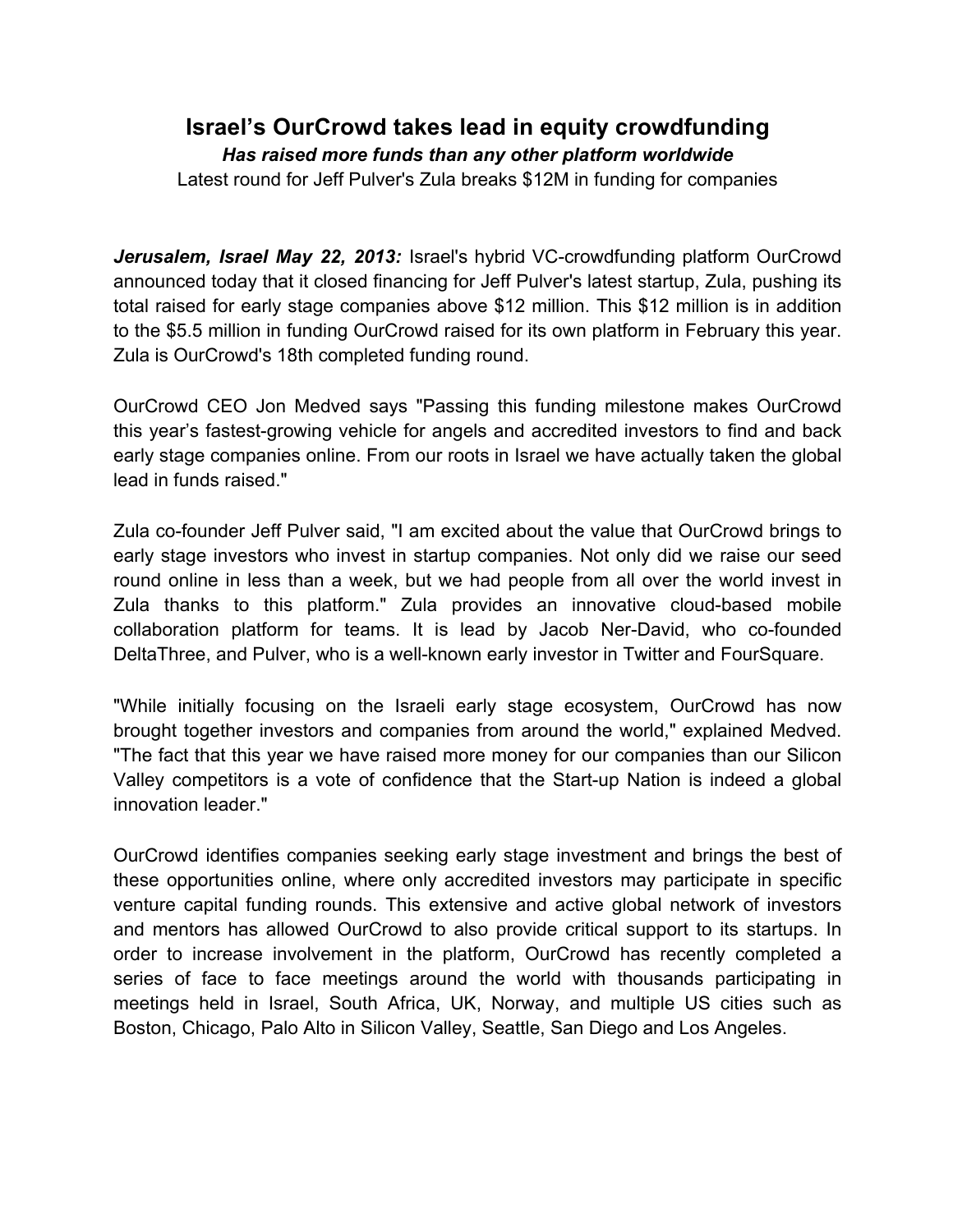# Israel's OurCrowd takes lead in equity crowdfunding

***Has raised more funds than any other platform worldwide***

Latest round for Jeff Pulver's Zula breaks $12M in funding for companies

***Jerusalem, Israel May 22, 2013:*** Israel's hybrid VC-crowdfunding platform OurCrowd announced today that it closed financing for Jeff Pulver's latest startup, Zula, pushing its total raised for early stage companies above $12 million. This $12 million is in addition to the $5.5 million in funding OurCrowd raised for its own platform in February this year. Zula is OurCrowd's 18th completed funding round.

OurCrowd CEO Jon Medved says "Passing this funding milestone makes OurCrowd this year's fastest-growing vehicle for angels and accredited investors to find and back early stage companies online. From our roots in Israel we have actually taken the global lead in funds raised."

Zula co-founder Jeff Pulver said, "I am excited about the value that OurCrowd brings to early stage investors who invest in startup companies. Not only did we raise our seed round online in less than a week, but we had people from all over the world invest in Zula thanks to this platform." Zula provides an innovative cloud-based mobile collaboration platform for teams. It is lead by Jacob Ner-David, who co-founded DeltaThree, and Pulver, who is a well-known early investor in Twitter and FourSquare.

"While initially focusing on the Israeli early stage ecosystem, OurCrowd has now brought together investors and companies from around the world," explained Medved. "The fact that this year we have raised more money for our companies than our Silicon Valley competitors is a vote of confidence that the Start-up Nation is indeed a global innovation leader."

OurCrowd identifies companies seeking early stage investment and brings the best of these opportunities online, where only accredited investors may participate in specific venture capital funding rounds. This extensive and active global network of investors and mentors has allowed OurCrowd to also provide critical support to its startups. In order to increase involvement in the platform, OurCrowd has recently completed a series of face to face meetings around the world with thousands participating in meetings held in Israel, South Africa, UK, Norway, and multiple US cities such as Boston, Chicago, Palo Alto in Silicon Valley, Seattle, San Diego and Los Angeles.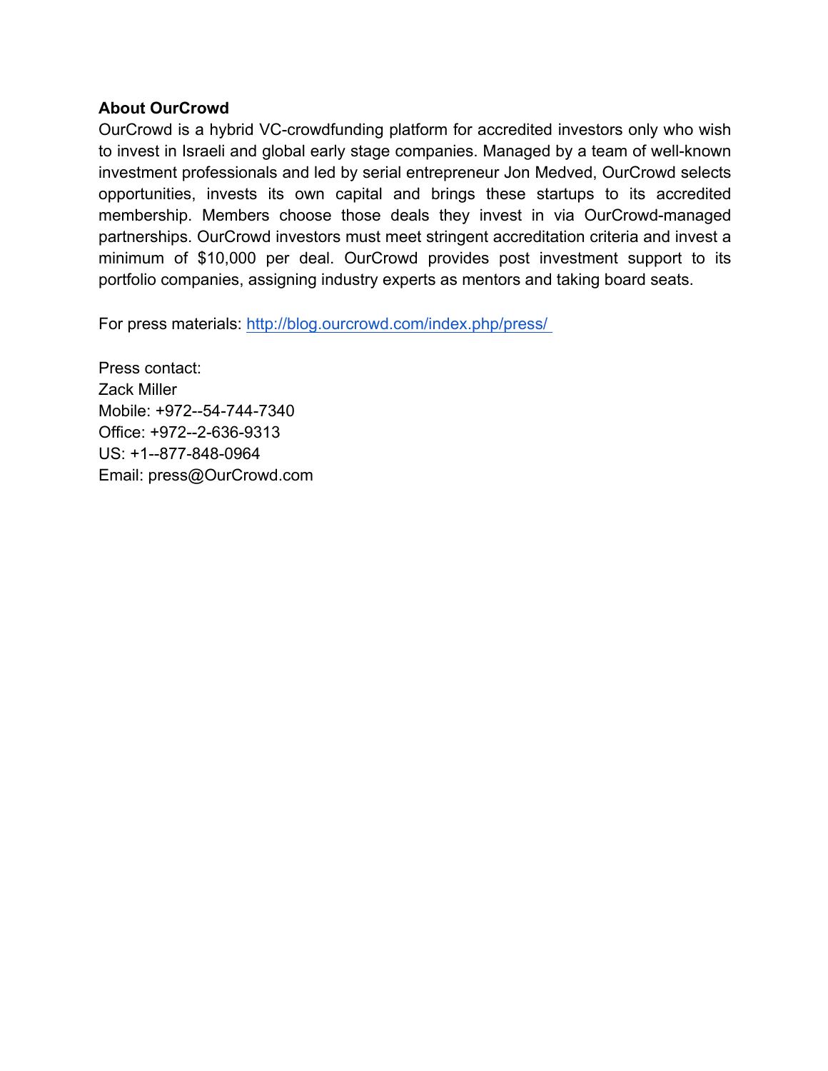**About OurCrowd**

OurCrowd is a hybrid VC-crowdfunding platform for accredited investors only who wish to invest in Israeli and global early stage companies. Managed by a team of well-known investment professionals and led by serial entrepreneur Jon Medved, OurCrowd selects opportunities, invests its own capital and brings these startups to its accredited membership. Members choose those deals they invest in via OurCrowd-managed partnerships. OurCrowd investors must meet stringent accreditation criteria and invest a minimum of $10,000 per deal. OurCrowd provides post investment support to its portfolio companies, assigning industry experts as mentors and taking board seats.

For press materials: [http://blog.ourcrowd.com/index.php/press/](http://blog.ourcrowd.com/index.php/press/)

Press contact:
Zack Miller
Mobile: +972--54-744-7340
Office: +972--2-636-9313
US: +1--877-848-0964
Email: press@OurCrowd.com